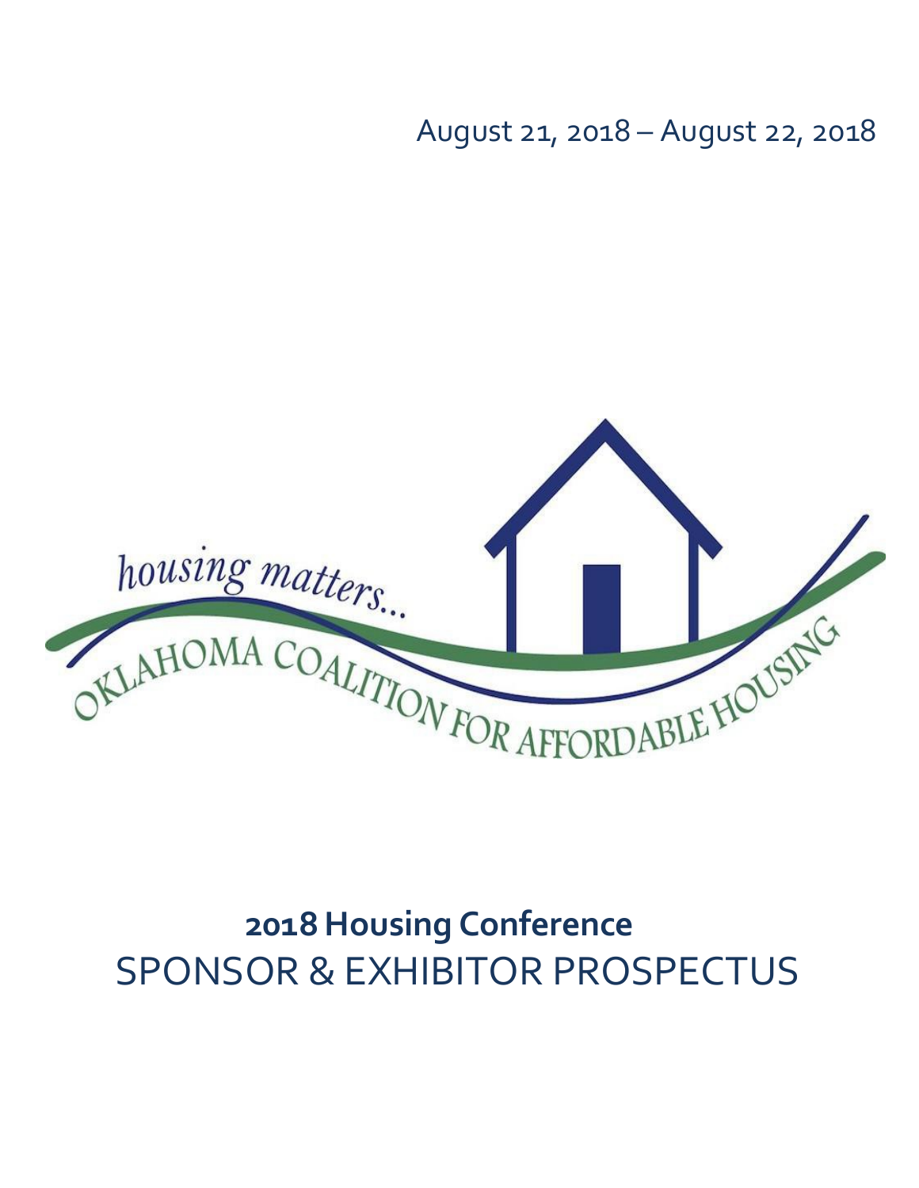August 21, 2018 – August 22, 2018

*housing matters...*

OKLAHOMA COALITION FOR AFFORDABLE HOUSING

# **2018 Housing Conference**

# SPONSOR & EXHIBITOR PROSPECTUS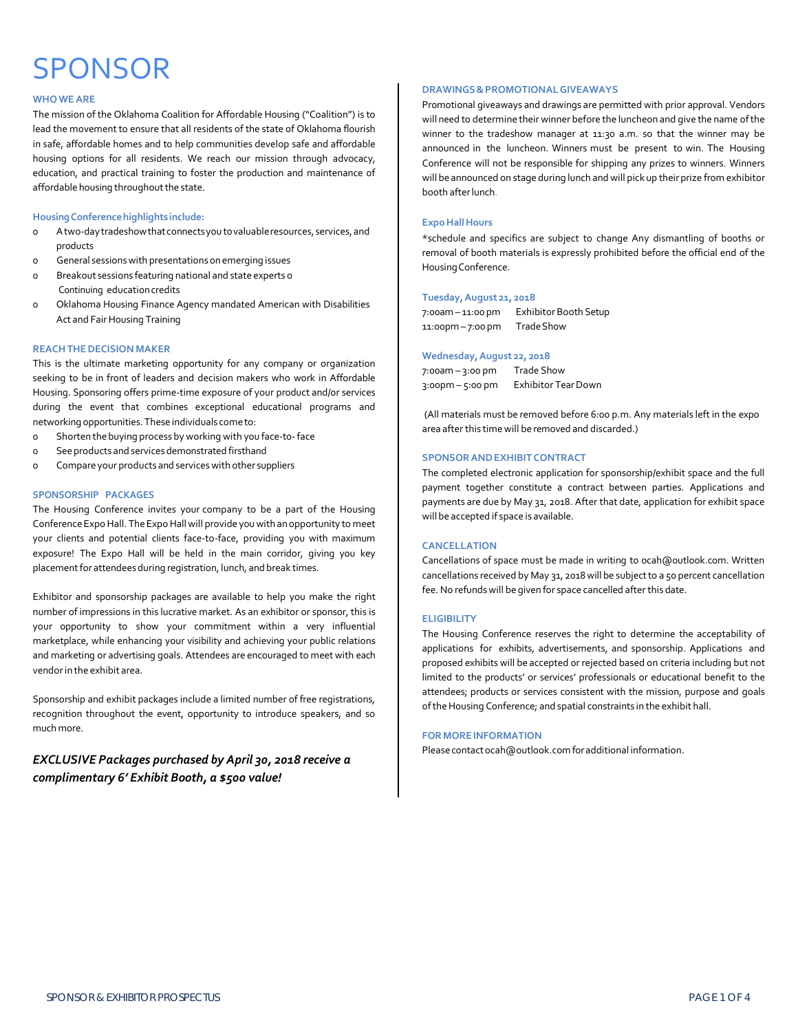# SPONSOR

### WHO WE ARE

The mission of the Oklahoma Coalition for Affordable Housing ("Coalition") is to lead the movement to ensure that all residents of the state of Oklahoma flourish in safe, affordable homes and to help communities develop safe and affordable housing options for all residents. We reach our mission through advocacy, education, and practical training to foster the production and maintenance of affordable housing throughout the state.

### Housing Conference highlights include:

- A two-day tradeshow that connects you to valuable resources, services, and products
- General sessions with presentations on emerging issues
- Breakout sessions featuring national and state experts o Continuing education credits
- Oklahoma Housing Finance Agency mandated American with Disabilities Act and Fair Housing Training

### REACH THE DECISION MAKER

This is the ultimate marketing opportunity for any company or organization seeking to be in front of leaders and decision makers who work in Affordable Housing. Sponsoring offers prime-time exposure of your product and/or services during the event that combines exceptional educational programs and networking opportunities. These individuals come to:

- Shorten the buying process by working with you face-to- face
- See products and services demonstrated firsthand
- Compare your products and services with other suppliers

### SPONSORSHIP PACKAGES

The Housing Conference invites your company to be a part of the Housing Conference Expo Hall. The Expo Hall will provide you with an opportunity to meet your clients and potential clients face-to-face, providing you with maximum exposure! The Expo Hall will be held in the main corridor, giving you key placement for attendees during registration, lunch, and break times.

Exhibitor and sponsorship packages are available to help you make the right number of impressions in this lucrative market. As an exhibitor or sponsor, this is your opportunity to show your commitment within a very influential marketplace, while enhancing your visibility and achieving your public relations and marketing or advertising goals. Attendees are encouraged to meet with each vendor in the exhibit area.

Sponsorship and exhibit packages include a limited number of free registrations, recognition throughout the event, opportunity to introduce speakers, and so much more.

***EXCLUSIVE Packages purchased by April 30, 2018 receive a complimentary 6' Exhibit Booth, a $500 value!***

### DRAWINGS & PROMOTIONAL GIVEAWAYS

Promotional giveaways and drawings are permitted with prior approval. Vendors will need to determine their winner before the luncheon and give the name of the winner to the tradeshow manager at 11:30 a.m. so that the winner may be announced in the luncheon. Winners must be present to win. The Housing Conference will not be responsible for shipping any prizes to winners. Winners will be announced on stage during lunch and will pick up their prize from exhibitor booth after lunch.

### Expo Hall Hours

*schedule and specifics are subject to change Any dismantling of booths or removal of booth materials is expressly prohibited before the official end of the Housing Conference.

**Tuesday, August 21, 2018**

7:00am – 11:00 pm   Exhibitor Booth Setup
11:00pm – 7:00 pm   Trade Show

**Wednesday, August 22, 2018**

7:00am – 3:00 pm   Trade Show
3:00pm – 5:00 pm   Exhibitor Tear Down

(All materials must be removed before 6:00 p.m. Any materials left in the expo area after this time will be removed and discarded.)

### SPONSOR AND EXHIBIT CONTRACT

The completed electronic application for sponsorship/exhibit space and the full payment together constitute a contract between parties. Applications and payments are due by May 31, 2018. After that date, application for exhibit space will be accepted if space is available.

### CANCELLATION

Cancellations of space must be made in writing to ocah@outlook.com. Written cancellations received by May 31, 2018 will be subject to a 50 percent cancellation fee. No refunds will be given for space cancelled after this date.

### ELIGIBILITY

The Housing Conference reserves the right to determine the acceptability of applications for exhibits, advertisements, and sponsorship. Applications and proposed exhibits will be accepted or rejected based on criteria including but not limited to the products' or services' professionals or educational benefit to the attendees; products or services consistent with the mission, purpose and goals of the Housing Conference; and spatial constraints in the exhibit hall.

### FOR MORE INFORMATION

Please contact ocah@outlook.com for additional information.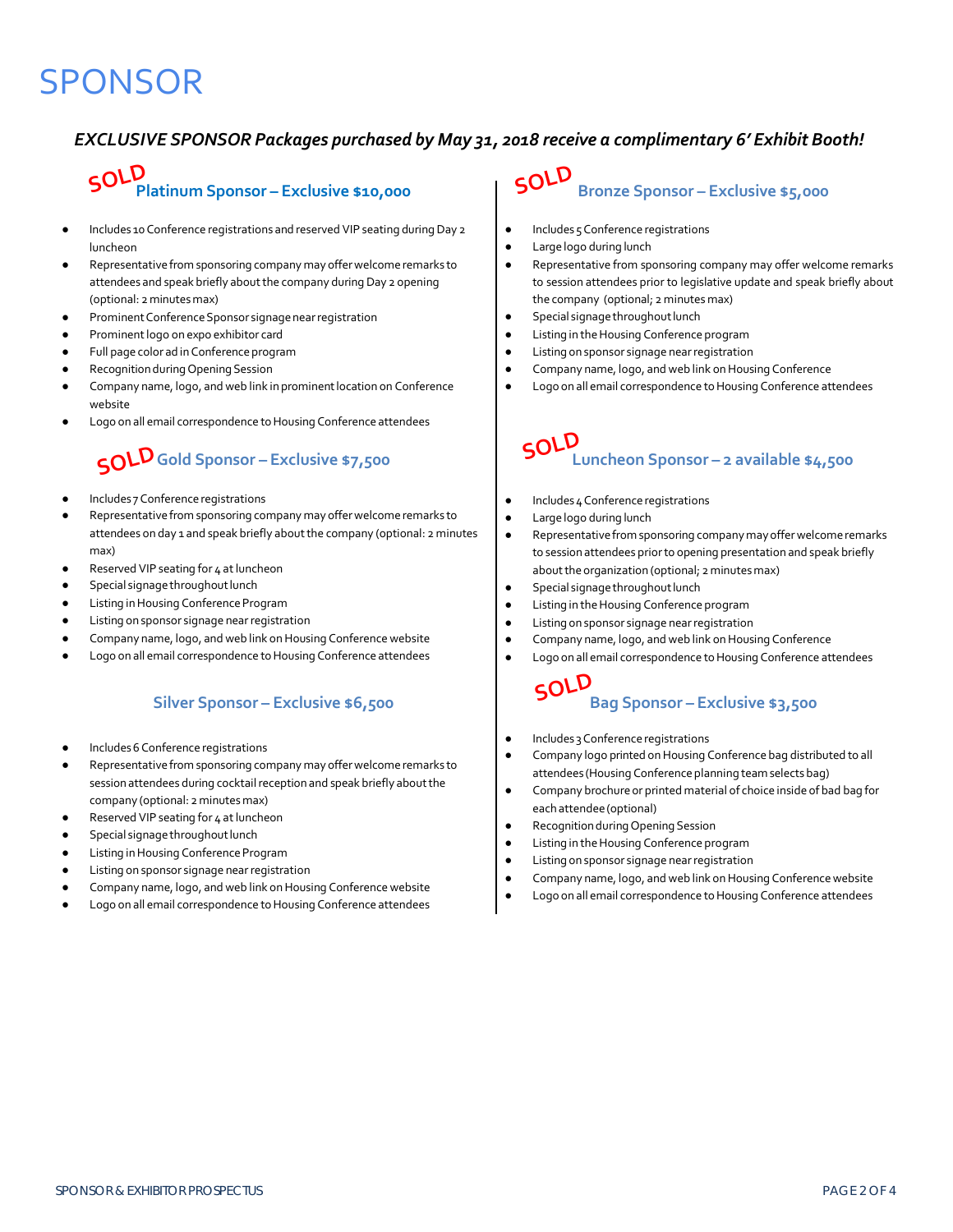# SPONSOR

***EXCLUSIVE SPONSOR Packages purchased by May 31, 2018 receive a complimentary 6' Exhibit Booth!***

### SOLD Platinum Sponsor – Exclusive $10,000

- Includes 10 Conference registrations and reserved VIP seating during Day 2 luncheon
- Representative from sponsoring company may offer welcome remarks to attendees and speak briefly about the company during Day 2 opening (optional: 2 minutes max)
- Prominent Conference Sponsor signage near registration
- Prominent logo on expo exhibitor card
- Full page color ad in Conference program
- Recognition during Opening Session
- Company name, logo, and web link in prominent location on Conference website
- Logo on all email correspondence to Housing Conference attendees

### SOLD Gold Sponsor – Exclusive $7,500

- Includes 7 Conference registrations
- Representative from sponsoring company may offer welcome remarks to attendees on day 1 and speak briefly about the company (optional: 2 minutes max)
- Reserved VIP seating for 4 at luncheon
- Special signage throughout lunch
- Listing in Housing Conference Program
- Listing on sponsor signage near registration
- Company name, logo, and web link on Housing Conference website
- Logo on all email correspondence to Housing Conference attendees

### Silver Sponsor – Exclusive $6,500

- Includes 6 Conference registrations
- Representative from sponsoring company may offer welcome remarks to session attendees during cocktail reception and speak briefly about the company (optional: 2 minutes max)
- Reserved VIP seating for 4 at luncheon
- Special signage throughout lunch
- Listing in Housing Conference Program
- Listing on sponsor signage near registration
- Company name, logo, and web link on Housing Conference website
- Logo on all email correspondence to Housing Conference attendees

### SOLD Bronze Sponsor – Exclusive $5,000

- Includes 5 Conference registrations
- Large logo during lunch
- Representative from sponsoring company may offer welcome remarks to session attendees prior to legislative update and speak briefly about the company (optional; 2 minutes max)
- Special signage throughout lunch
- Listing in the Housing Conference program
- Listing on sponsor signage near registration
- Company name, logo, and web link on Housing Conference
- Logo on all email correspondence to Housing Conference attendees

### SOLD Luncheon Sponsor – 2 available $4,500

- Includes 4 Conference registrations
- Large logo during lunch
- Representative from sponsoring company may offer welcome remarks to session attendees prior to opening presentation and speak briefly about the organization (optional; 2 minutes max)
- Special signage throughout lunch
- Listing in the Housing Conference program
- Listing on sponsor signage near registration
- Company name, logo, and web link on Housing Conference
- Logo on all email correspondence to Housing Conference attendees

### SOLD Bag Sponsor – Exclusive $3,500

- Includes 3 Conference registrations
- Company logo printed on Housing Conference bag distributed to all attendees (Housing Conference planning team selects bag)
- Company brochure or printed material of choice inside of bad bag for each attendee (optional)
- Recognition during Opening Session
- Listing in the Housing Conference program
- Listing on sponsor signage near registration
- Company name, logo, and web link on Housing Conference website
- Logo on all email correspondence to Housing Conference attendees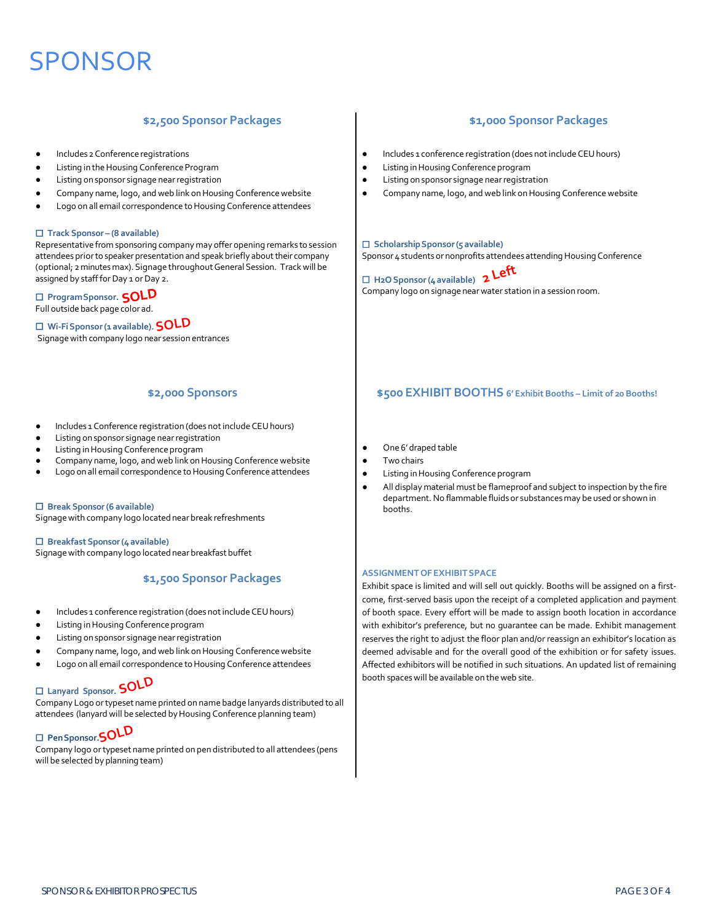# SPONSOR

## $2,500 Sponsor Packages

- Includes 2 Conference registrations
- Listing in the Housing Conference Program
- Listing on sponsor signage near registration
- Company name, logo, and web link on Housing Conference website
- Logo on all email correspondence to Housing Conference attendees

☐ **Track Sponsor – (8 available)**
Representative from sponsoring company may offer opening remarks to session attendees prior to speaker presentation and speak briefly about their company (optional; 2 minutes max). Signage throughout General Session. Track will be assigned by staff for Day 1 or Day 2.

☐ **Program Sponsor.** SOLD
Full outside back page color ad.

☐ **Wi-Fi Sponsor (1 available).** SOLD
Signage with company logo near session entrances

## $2,000 Sponsors

- Includes 1 Conference registration (does not include CEU hours)
- Listing on sponsor signage near registration
- Listing in Housing Conference program
- Company name, logo, and web link on Housing Conference website
- Logo on all email correspondence to Housing Conference attendees

☐ **Break Sponsor (6 available)**
Signage with company logo located near break refreshments

☐ **Breakfast Sponsor (4 available)**
Signage with company logo located near breakfast buffet

## $1,500 Sponsor Packages

- Includes 1 conference registration (does not include CEU hours)
- Listing in Housing Conference program
- Listing on sponsor signage near registration
- Company name, logo, and web link on Housing Conference website
- Logo on all email correspondence to Housing Conference attendees

☐ **Lanyard Sponsor.** SOLD
Company Logo or typeset name printed on name badge lanyards distributed to all attendees (lanyard will be selected by Housing Conference planning team)

☐ **Pen Sponsor.** SOLD
Company logo or typeset name printed on pen distributed to all attendees (pens will be selected by planning team)

## $1,000 Sponsor Packages

- Includes 1 conference registration (does not include CEU hours)
- Listing in Housing Conference program
- Listing on sponsor signage near registration
- Company name, logo, and web link on Housing Conference website

☐ **Scholarship Sponsor (5 available)**
Sponsor 4 students or nonprofits attendees attending Housing Conference

☐ **H2O Sponsor (4 available)** 2 Left
Company logo on signage near water station in a session room.

## $500 EXHIBIT BOOTHS 6' Exhibit Booths – Limit of 20 Booths!

- One 6' draped table
- Two chairs
- Listing in Housing Conference program
- All display material must be flameproof and subject to inspection by the fire department. No flammable fluids or substances may be used or shown in booths.

### ASSIGNMENT OF EXHIBIT SPACE

Exhibit space is limited and will sell out quickly. Booths will be assigned on a first-come, first-served basis upon the receipt of a completed application and payment of booth space. Every effort will be made to assign booth location in accordance with exhibitor's preference, but no guarantee can be made. Exhibit management reserves the right to adjust the floor plan and/or reassign an exhibitor's location as deemed advisable and for the overall good of the exhibition or for safety issues. Affected exhibitors will be notified in such situations. An updated list of remaining booth spaces will be available on the web site.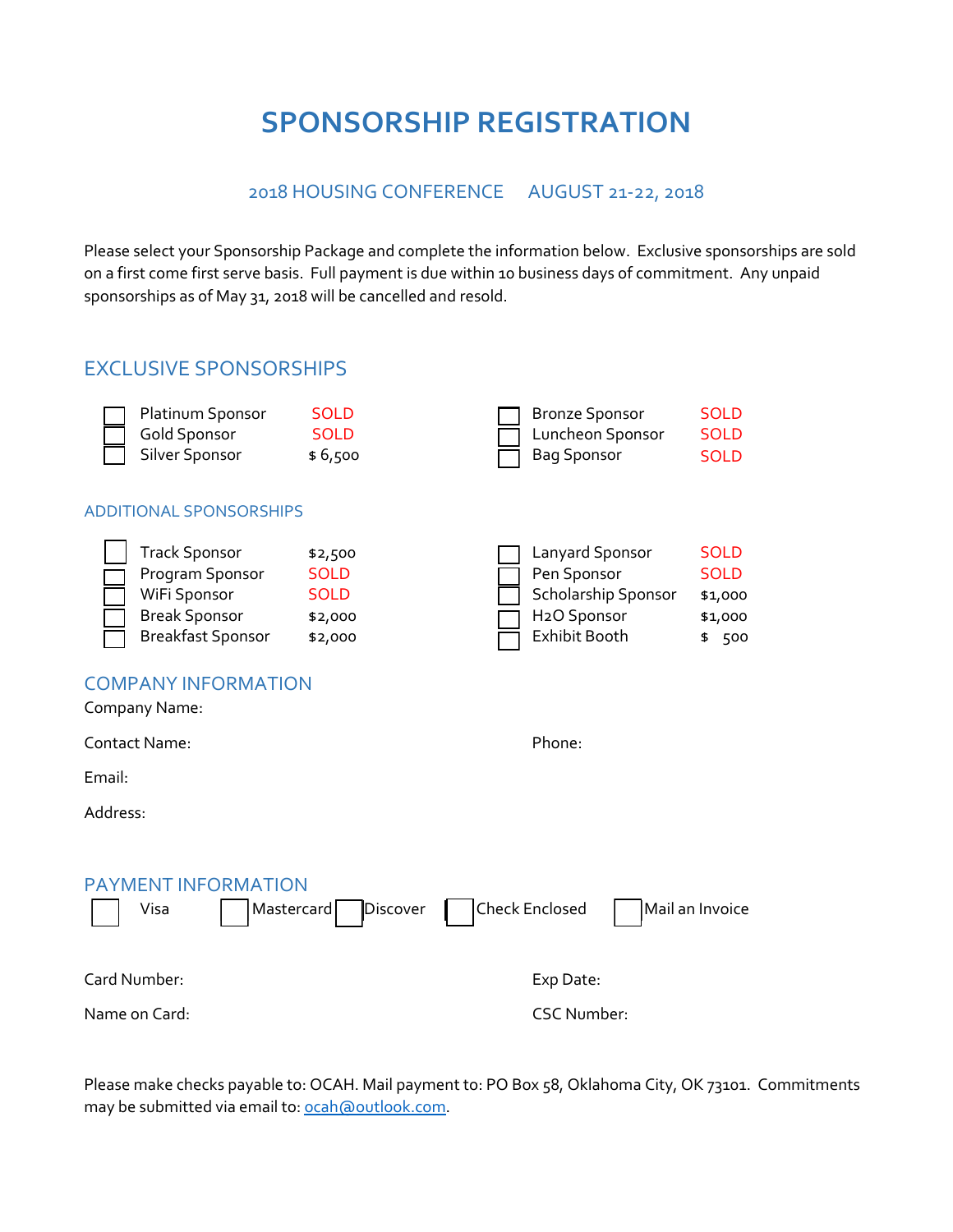# SPONSORSHIP REGISTRATION

2018 HOUSING CONFERENCE AUGUST 21-22, 2018

Please select your Sponsorship Package and complete the information below. Exclusive sponsorships are sold on a first come first serve basis. Full payment is due within 10 business days of commitment. Any unpaid sponsorships as of May 31, 2018 will be cancelled and resold.

## EXCLUSIVE SPONSORSHIPS

- ☐ Platinum Sponsor SOLD
- ☐ Gold Sponsor SOLD
- ☐ Silver Sponsor $ 6,500
- ☐ Bronze Sponsor SOLD
- ☐ Luncheon Sponsor SOLD
- ☐ Bag Sponsor SOLD

### ADDITIONAL SPONSORSHIPS

- ☐ Track Sponsor $2,500
- ☐ Program Sponsor SOLD
- ☐ WiFi Sponsor SOLD
- ☐ Break Sponsor $2,000
- ☐ Breakfast Sponsor $2,000
- ☐ Lanyard Sponsor SOLD
- ☐ Pen Sponsor SOLD
- ☐ Scholarship Sponsor $1,000
- ☐ H2O Sponsor $1,000
- ☐ Exhibit Booth $ 500

## COMPANY INFORMATION

Company Name:

Contact Name: Phone:

Email:

Address:

## PAYMENT INFORMATION

☐ Visa ☐ Mastercard ☐ Discover ☐ Check Enclosed ☐ Mail an Invoice

Card Number: Exp Date:

Name on Card: CSC Number:

Please make checks payable to: OCAH. Mail payment to: PO Box 58, Oklahoma City, OK 73101. Commitments may be submitted via email to: ocah@outlook.com.